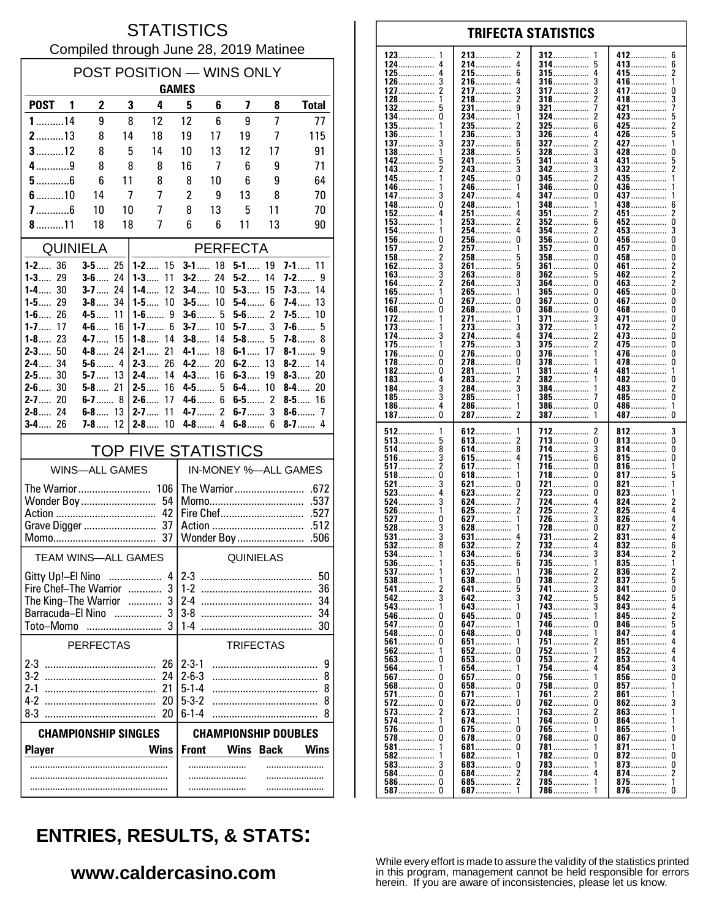# STATISTICS

Compiled through June 28, 2019 Matinee

## POST POSITION — WINS ONLY

| | GAMES | | | | | | | | |
|---|---|---|---|---|---|---|---|---|---|
| POST | 1 | 2 | 3 | 4 | 5 | 6 | 7 | 8 | Total |
| 1 | 14 | 9 | 8 | 12 | 12 | 6 | 9 | 7 | 77 |
| 2 | 13 | 8 | 14 | 18 | 19 | 17 | 19 | 7 | 115 |
| 3 | 12 | 8 | 5 | 14 | 10 | 13 | 12 | 17 | 91 |
| 4 | 9 | 8 | 8 | 8 | 16 | 7 | 6 | 9 | 71 |
| 5 | 6 | 6 | 11 | 8 | 8 | 10 | 6 | 9 | 64 |
| 6 | 10 | 14 | 7 | 7 | 2 | 9 | 13 | 8 | 70 |
| 7 | 6 | 10 | 10 | 7 | 8 | 13 | 5 | 11 | 70 |
| 8 | 11 | 18 | 18 | 7 | 6 | 6 | 11 | 13 | 90 |

## QUINIELA

| | | | |
|---|---|---|---|
| 1-2 | 36 | 3-5 | 25 |
| 1-3 | 29 | 3-6 | 24 |
| 1-4 | 30 | 3-7 | 24 |
| 1-5 | 29 | 3-8 | 34 |
| 1-6 | 26 | 4-5 | 11 |
| 1-7 | 17 | 4-6 | 16 |
| 1-8 | 23 | 4-7 | 15 |
| 2-3 | 50 | 4-8 | 24 |
| 2-4 | 34 | 5-6 | 4 |
| 2-5 | 30 | 5-7 | 13 |
| 2-6 | 30 | 5-8 | 21 |
| 2-7 | 20 | 6-7 | 8 |
| 2-8 | 24 | 6-8 | 13 |
| 3-4 | 26 | 7-8 | 12 |

## PERFECTA

| | | | | | | | |
|---|---|---|---|---|---|---|---|
| 1-2 | 15 | 3-1 | 18 | 5-1 | 19 | 7-1 | 11 |
| 1-3 | 11 | 3-2 | 24 | 5-2 | 14 | 7-2 | 9 |
| 1-4 | 12 | 3-4 | 10 | 5-3 | 15 | 7-3 | 14 |
| 1-5 | 10 | 3-5 | 10 | 5-4 | 6 | 7-4 | 13 |
| 1-6 | 9 | 3-6 | 5 | 5-6 | 2 | 7-5 | 10 |
| 1-7 | 6 | 3-7 | 10 | 5-7 | 3 | 7-6 | 5 |
| 1-8 | 14 | 3-8 | 14 | 5-8 | 5 | 7-8 | 8 |
| 2-1 | 21 | 4-1 | 18 | 6-1 | 17 | 8-1 | 9 |
| 2-3 | 26 | 4-2 | 20 | 6-2 | 13 | 8-2 | 14 |
| 2-4 | 14 | 4-3 | 16 | 6-3 | 19 | 8-3 | 20 |
| 2-5 | 16 | 4-5 | 5 | 6-4 | 10 | 8-4 | 20 |
| 2-6 | 17 | 4-6 | 6 | 6-5 | 2 | 8-5 | 16 |
| 2-7 | 11 | 4-7 | 2 | 6-7 | 3 | 8-6 | 7 |
| 2-8 | 10 | 4-8 | 4 | 6-8 | 6 | 8-7 | 4 |

## TOP FIVE STATISTICS

| WINS—ALL GAMES | | IN-MONEY %—ALL GAMES | |
|---|---|---|---|
| The Warrior | 106 | The Warrior | .672 |
| Wonder Boy | 54 | Momo | .537 |
| Action | 42 | Fire Chef | .527 |
| Grave Digger | 37 | Action | .512 |
| Momo | 37 | Wonder Boy | .506 |

| TEAM WINS—ALL GAMES | | QUINIELAS | |
|---|---|---|---|
| Gitty Up!–El Nino | 4 | 2-3 | 50 |
| Fire Chef–The Warrior | 3 | 1-2 | 36 |
| The King–The Warrior | 3 | 2-4 | 34 |
| Barracuda–El Nino | 3 | 3-8 | 34 |
| Toto–Momo | 3 | 1-4 | 30 |

| PERFECTAS | | TRIFECTAS | |
|---|---|---|---|
| 2-3 | 26 | 2-3-1 | 9 |
| 3-2 | 24 | 2-6-3 | 8 |
| 2-1 | 21 | 5-1-4 | 8 |
| 4-2 | 20 | 5-3-2 | 8 |
| 8-3 | 20 | 6-1-4 | 8 |

| CHAMPIONSHIP SINGLES | | CHAMPIONSHIP DOUBLES | | | |
|---|---|---|---|---|---|
| Player | Wins | Front | Wins | Back | Wins |
| | | | | | |
| | | | | | |
| | | | | | |

## TRIFECTA STATISTICS

| | | | | | | | |
|---|---|---|---|---|---|---|---|
| 123 | 1 | 213 | 2 | 312 | 1 | 412 | 6 |
| 124 | 4 | 214 | 4 | 314 | 5 | 413 | 6 |
| 125 | 4 | 215 | 6 | 315 | 4 | 415 | 2 |
| 126 | 3 | 216 | 4 | 316 | 3 | 416 | 1 |
| 127 | 2 | 217 | 3 | 317 | 3 | 417 | 0 |
| 128 | 1 | 218 | 2 | 318 | 2 | 418 | 3 |
| 132 | 5 | 231 | 9 | 321 | 7 | 421 | 7 |
| 134 | 0 | 234 | 1 | 324 | 2 | 423 | 5 |
| 135 | 1 | 235 | 2 | 325 | 6 | 425 | 2 |
| 136 | 1 | 236 | 3 | 326 | 4 | 426 | 5 |
| 137 | 3 | 237 | 6 | 327 | 2 | 427 | 1 |
| 138 | 1 | 238 | 5 | 328 | 3 | 428 | 0 |
| 142 | 5 | 241 | 5 | 341 | 4 | 431 | 5 |
| 143 | 2 | 243 | 3 | 342 | 3 | 432 | 2 |
| 145 | 1 | 245 | 0 | 345 | 2 | 435 | 1 |
| 146 | 1 | 246 | 1 | 346 | 0 | 436 | 1 |
| 147 | 3 | 247 | 4 | 347 | 0 | 437 | 1 |
| 148 | 0 | 248 | 1 | 348 | 1 | 438 | 6 |
| 152 | 4 | 251 | 4 | 351 | 2 | 451 | 2 |
| 153 | 1 | 253 | 2 | 352 | 6 | 452 | 0 |
| 154 | 1 | 254 | 4 | 354 | 2 | 453 | 3 |
| 156 | 0 | 256 | 0 | 356 | 0 | 456 | 0 |
| 157 | 2 | 257 | 1 | 357 | 0 | 457 | 0 |
| 158 | 2 | 258 | 5 | 358 | 0 | 458 | 0 |
| 162 | 3 | 261 | 5 | 361 | 0 | 461 | 2 |
| 163 | 3 | 263 | 8 | 362 | 5 | 462 | 2 |
| 164 | 2 | 264 | 3 | 364 | 0 | 463 | 2 |
| 165 | 1 | 265 | 1 | 365 | 0 | 465 | 0 |
| 167 | 0 | 267 | 0 | 367 | 0 | 467 | 0 |
| 168 | 0 | 268 | 0 | 368 | 0 | 468 | 0 |
| 172 | 1 | 271 | 1 | 371 | 3 | 471 | 0 |
| 173 | 1 | 273 | 3 | 372 | 1 | 472 | 2 |
| 174 | 3 | 274 | 4 | 374 | 2 | 473 | 0 |
| 175 | 1 | 275 | 3 | 375 | 2 | 475 | 0 |
| 176 | 0 | 276 | 0 | 376 | 1 | 476 | 0 |
| 178 | 0 | 278 | 0 | 378 | 1 | 478 | 0 |
| 182 | 0 | 281 | 1 | 381 | 4 | 481 | 1 |
| 183 | 4 | 283 | 2 | 382 | 1 | 482 | 0 |
| 184 | 3 | 284 | 3 | 384 | 1 | 483 | 2 |
| 185 | 3 | 285 | 1 | 385 | 7 | 485 | 0 |
| 186 | 4 | 286 | 1 | 386 | 0 | 486 | 1 |
| 187 | 0 | 287 | 2 | 387 | 1 | 487 | 0 |

| | | | | | | | |
|---|---|---|---|---|---|---|---|
| 512 | 1 | 612 | 1 | 712 | 2 | 812 | 3 |
| 513 | 5 | 613 | 2 | 713 | 0 | 813 | 0 |
| 514 | 8 | 614 | 8 | 714 | 3 | 814 | 0 |
| 516 | 3 | 615 | 4 | 715 | 6 | 815 | 0 |
| 517 | 2 | 617 | 1 | 716 | 0 | 816 | 1 |
| 518 | 0 | 618 | 1 | 718 | 0 | 817 | 5 |
| 521 | 3 | 621 | 0 | 721 | 0 | 821 | 1 |
| 523 | 4 | 623 | 2 | 723 | 0 | 823 | 1 |
| 524 | 3 | 624 | 7 | 724 | 4 | 824 | 2 |
| 526 | 1 | 625 | 2 | 725 | 2 | 825 | 4 |
| 527 | 0 | 627 | 1 | 726 | 3 | 826 | 4 |
| 528 | 3 | 628 | 1 | 728 | 0 | 827 | 2 |
| 531 | 3 | 631 | 4 | 731 | 2 | 831 | 4 |
| 532 | 8 | 632 | 2 | 732 | 4 | 832 | 6 |
| 534 | 1 | 634 | 6 | 734 | 3 | 834 | 2 |
| 536 | 1 | 635 | 6 | 735 | 1 | 835 | 1 |
| 537 | 1 | 637 | 1 | 736 | 2 | 836 | 2 |
| 538 | 1 | 638 | 0 | 738 | 2 | 837 | 5 |
| 541 | 2 | 641 | 5 | 741 | 3 | 841 | 0 |
| 542 | 3 | 642 | 3 | 742 | 5 | 842 | 5 |
| 543 | 1 | 643 | 1 | 743 | 3 | 843 | 4 |
| 546 | 0 | 645 | 0 | 745 | 1 | 845 | 2 |
| 547 | 0 | 647 | 1 | 746 | 0 | 846 | 5 |
| 548 | 0 | 648 | 0 | 748 | 1 | 847 | 4 |
| 561 | 0 | 651 | 1 | 751 | 2 | 851 | 4 |
| 562 | 1 | 652 | 0 | 752 | 1 | 852 | 4 |
| 563 | 0 | 653 | 0 | 753 | 2 | 853 | 4 |
| 564 | 1 | 654 | 1 | 754 | 4 | 854 | 3 |
| 567 | 0 | 657 | 0 | 756 | 1 | 856 | 0 |
| 568 | 0 | 658 | 0 | 758 | 0 | 857 | 1 |
| 571 | 0 | 671 | 1 | 761 | 2 | 861 | 1 |
| 572 | 0 | 672 | 0 | 762 | 0 | 862 | 3 |
| 573 | 2 | 673 | 1 | 763 | 2 | 863 | 1 |
| 574 | 1 | 674 | 1 | 764 | 0 | 864 | 1 |
| 576 | 0 | 675 | 0 | 765 | 1 | 865 | 1 |
| 578 | 0 | 678 | 0 | 768 | 0 | 867 | 0 |
| 581 | 1 | 681 | 0 | 781 | 1 | 871 | 1 |
| 582 | 1 | 682 | 1 | 782 | 0 | 872 | 0 |
| 583 | 3 | 683 | 0 | 783 | 1 | 873 | 0 |
| 584 | 0 | 684 | 2 | 784 | 4 | 874 | 2 |
| 586 | 0 | 685 | 2 | 785 | 1 | 875 | 1 |
| 587 | 0 | 687 | 1 | 786 | 1 | 876 | 0 |

## ENTRIES, RESULTS, & STATS:

**www.caldercasino.com**

While every effort is made to assure the validity of the statistics printed in this program, management cannot be held responsible for errors herein. If you are aware of inconsistencies, please let us know.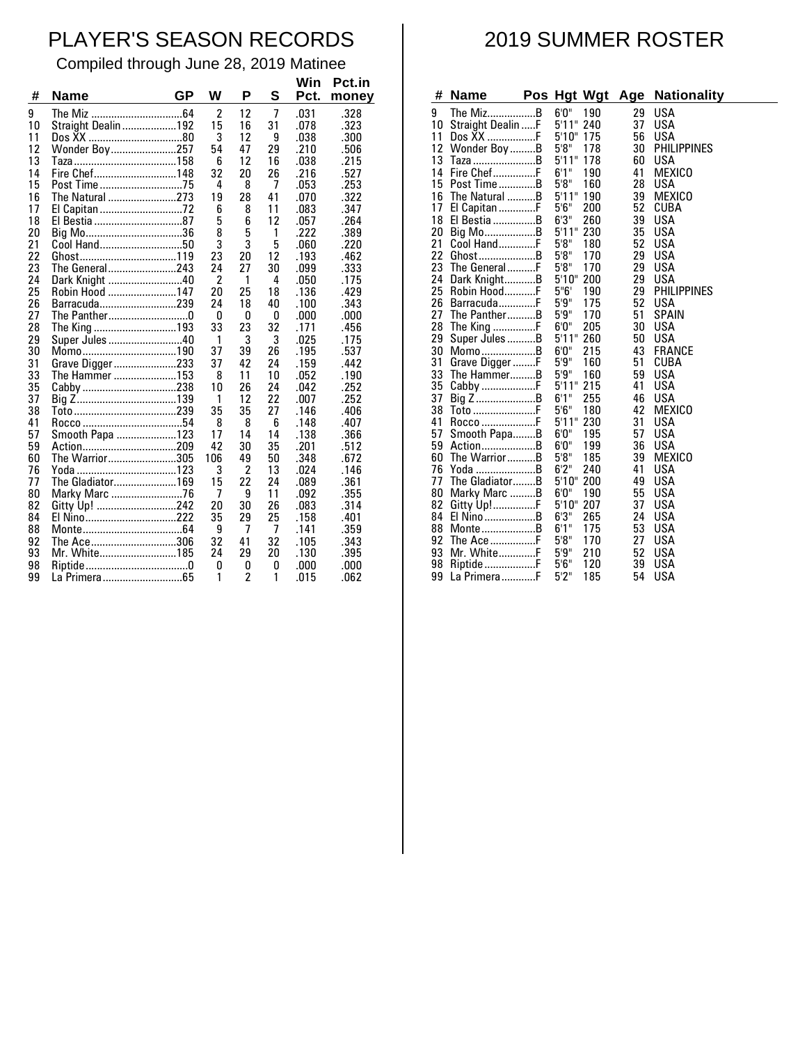# PLAYER'S SEASON RECORDS

Compiled through June 28, 2019 Matinee

| # | Name | GP | W | P | S | Win Pct. | Pct.in money |
|---|---|---|---|---|---|---|---|
| 9 | The Miz | 64 | 2 | 12 | 7 | .031 | .328 |
| 10 | Straight Dealin | 192 | 15 | 16 | 31 | .078 | .323 |
| 11 | Dos XX | 80 | 3 | 12 | 9 | .038 | .300 |
| 12 | Wonder Boy | 257 | 54 | 47 | 29 | .210 | .506 |
| 13 | Taza | 158 | 6 | 12 | 16 | .038 | .215 |
| 14 | Fire Chef | 148 | 32 | 20 | 26 | .216 | .527 |
| 15 | Post Time | 75 | 4 | 8 | 7 | .053 | .253 |
| 16 | The Natural | 273 | 19 | 28 | 41 | .070 | .322 |
| 17 | El Capitan | 72 | 6 | 8 | 11 | .083 | .347 |
| 18 | El Bestia | 87 | 5 | 6 | 12 | .057 | .264 |
| 20 | Big Mo | 36 | 8 | 5 | 1 | .222 | .389 |
| 21 | Cool Hand | 50 | 3 | 3 | 5 | .060 | .220 |
| 22 | Ghost | 119 | 23 | 20 | 12 | .193 | .462 |
| 23 | The General | 243 | 24 | 27 | 30 | .099 | .333 |
| 24 | Dark Knight | 40 | 2 | 1 | 4 | .050 | .175 |
| 25 | Robin Hood | 147 | 20 | 25 | 18 | .136 | .429 |
| 26 | Barracuda | 239 | 24 | 18 | 40 | .100 | .343 |
| 27 | The Panther | 0 | 0 | 0 | 0 | .000 | .000 |
| 28 | The King | 193 | 33 | 23 | 32 | .171 | .456 |
| 29 | Super Jules | 40 | 1 | 3 | 3 | .025 | .175 |
| 30 | Momo | 190 | 37 | 39 | 26 | .195 | .537 |
| 31 | Grave Digger | 233 | 37 | 42 | 24 | .159 | .442 |
| 33 | The Hammer | 153 | 8 | 11 | 10 | .052 | .190 |
| 35 | Cabby | 238 | 10 | 26 | 24 | .042 | .252 |
| 37 | Big Z | 139 | 1 | 12 | 22 | .007 | .252 |
| 38 | Toto | 239 | 35 | 35 | 27 | .146 | .406 |
| 41 | Rocco | 54 | 8 | 8 | 6 | .148 | .407 |
| 57 | Smooth Papa | 123 | 17 | 14 | 14 | .138 | .366 |
| 59 | Action | 209 | 42 | 30 | 35 | .201 | .512 |
| 60 | The Warrior | 305 | 106 | 49 | 50 | .348 | .672 |
| 76 | Yoda | 123 | 3 | 2 | 13 | .024 | .146 |
| 77 | The Gladiator | 169 | 15 | 22 | 24 | .089 | .361 |
| 80 | Marky Marc | 76 | 7 | 9 | 11 | .092 | .355 |
| 82 | Gitty Up! | 242 | 20 | 30 | 26 | .083 | .314 |
| 84 | El Nino | 222 | 35 | 29 | 25 | .158 | .401 |
| 88 | Monte | 64 | 9 | 7 | 7 | .141 | .359 |
| 92 | The Ace | 306 | 32 | 41 | 32 | .105 | .343 |
| 93 | Mr. White | 185 | 24 | 29 | 20 | .130 | .395 |
| 98 | Riptide | 0 | 0 | 0 | 0 | .000 | .000 |
| 99 | La Primera | 65 | 1 | 2 | 1 | .015 | .062 |

# 2019 SUMMER ROSTER

| # | Name | Pos | Hgt | Wgt | Age | Nationality |
|---|---|---|---|---|---|---|
| 9 | The Miz | B | 6'0" | 190 | 29 | USA |
| 10 | Straight Dealin | F | 5'11" | 240 | 37 | USA |
| 11 | Dos XX | F | 5'10" | 175 | 56 | USA |
| 12 | Wonder Boy | B | 5'8" | 178 | 30 | PHILIPPINES |
| 13 | Taza | B | 5'11" | 178 | 60 | USA |
| 14 | Fire Chef | F | 6'1" | 190 | 41 | MEXICO |
| 15 | Post Time | B | 5'8" | 160 | 28 | USA |
| 16 | The Natural | B | 5'11" | 190 | 39 | MEXICO |
| 17 | El Capitan | F | 5'6" | 200 | 52 | CUBA |
| 18 | El Bestia | B | 6'3" | 260 | 39 | USA |
| 20 | Big Mo | B | 5'11" | 230 | 35 | USA |
| 21 | Cool Hand | F | 5'8" | 180 | 52 | USA |
| 22 | Ghost | B | 5'8" | 170 | 29 | USA |
| 23 | The General | F | 5'8" | 170 | 29 | USA |
| 24 | Dark Knight | B | 5'10" | 200 | 29 | USA |
| 25 | Robin Hood | F | 5"6' | 190 | 29 | PHILIPPINES |
| 26 | Barracuda | F | 5'9" | 175 | 52 | USA |
| 27 | The Panther | B | 5'9" | 170 | 51 | SPAIN |
| 28 | The King | F | 6'0" | 205 | 30 | USA |
| 29 | Super Jules | B | 5'11" | 260 | 50 | USA |
| 30 | Momo | B | 6'0" | 215 | 43 | FRANCE |
| 31 | Grave Digger | F | 5'9" | 160 | 51 | CUBA |
| 33 | The Hammer | B | 5'9" | 160 | 59 | USA |
| 35 | Cabby | F | 5'11" | 215 | 41 | USA |
| 37 | Big Z | B | 6'1" | 255 | 46 | USA |
| 38 | Toto | F | 5'6" | 180 | 42 | MEXICO |
| 41 | Rocco | F | 5'11" | 230 | 31 | USA |
| 57 | Smooth Papa | B | 6'0" | 195 | 57 | USA |
| 59 | Action | B | 6'0" | 199 | 36 | USA |
| 60 | The Warrior | B | 5'8" | 185 | 39 | MEXICO |
| 76 | Yoda | B | 6'2" | 240 | 41 | USA |
| 77 | The Gladiator | B | 5'10" | 200 | 49 | USA |
| 80 | Marky Marc | B | 6'0" | 190 | 55 | USA |
| 82 | Gitty Up! | F | 5'10" | 207 | 37 | USA |
| 84 | El Nino | B | 6'3" | 265 | 24 | USA |
| 88 | Monte | B | 6'1" | 175 | 53 | USA |
| 92 | The Ace | F | 5'8" | 170 | 27 | USA |
| 93 | Mr. White | F | 5'9" | 210 | 52 | USA |
| 98 | Riptide | F | 5'6" | 120 | 39 | USA |
| 99 | La Primera | F | 5'2" | 185 | 54 | USA |